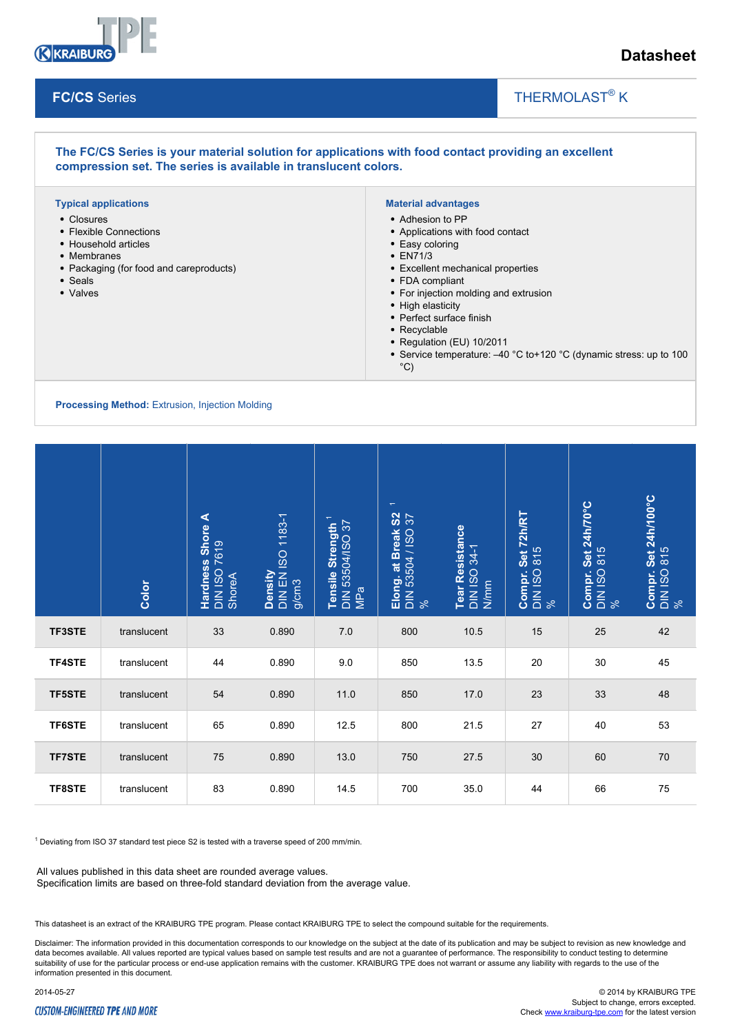Datasheet

## FC/CS Series

THERMOLAST® K

**The FC/CS Series is your material solution for applications with food contact providing an excellent compression set. The series is available in translucent colors.**

### Typical applications

- Closures
- Flexible Connections
- Household articles
- Membranes
- Packaging (for food and careproducts)
- Seals
- Valves

### Material advantages

- Adhesion to PP
- Applications with food contact
- Easy coloring
- EN71/3
- Excellent mechanical properties
- FDA compliant
- For injection molding and extrusion
- High elasticity
- Perfect surface finish
- Recyclable
- Regulation (EU) 10/2011
- Service temperature: –40 °C to+120 °C (dynamic stress: up to 100 °C)

**Processing Method:** Extrusion, Injection Molding

| | Color | Hardness Shore A DIN ISO 7619 ShoreA | Density DIN EN ISO 1183-1 g/cm3 | Tensile Strength [1] DIN 53504/ISO 37 MPa | Elong. at Break S2 [1] DIN 53504 / ISO 37 % | Tear Resistance DIN ISO 34-1 N/mm | Compr. Set 72h/RT DIN ISO 815 % | Compr. Set 24h/70°C DIN ISO 815 % | Compr. Set 24h/100°C DIN ISO 815 % |
|---|---|---|---|---|---|---|---|---|---|
| **TF3STE** | translucent | 33 | 0.890 | 7.0 | 800 | 10.5 | 15 | 25 | 42 |
| **TF4STE** | translucent | 44 | 0.890 | 9.0 | 850 | 13.5 | 20 | 30 | 45 |
| **TF5STE** | translucent | 54 | 0.890 | 11.0 | 850 | 17.0 | 23 | 33 | 48 |
| **TF6STE** | translucent | 65 | 0.890 | 12.5 | 800 | 21.5 | 27 | 40 | 53 |
| **TF7STE** | translucent | 75 | 0.890 | 13.0 | 750 | 27.5 | 30 | 60 | 70 |
| **TF8STE** | translucent | 83 | 0.890 | 14.5 | 700 | 35.0 | 44 | 66 | 75 |

[1] Deviating from ISO 37 standard test piece S2 is tested with a traverse speed of 200 mm/min.

All values published in this data sheet are rounded average values.
Specification limits are based on three-fold standard deviation from the average value.

This datasheet is an extract of the KRAIBURG TPE program. Please contact KRAIBURG TPE to select the compound suitable for the requirements.

Disclaimer: The information provided in this documentation corresponds to our knowledge on the subject at the date of its publication and may be subject to revision as new knowledge and data becomes available. All values reported are typical values based on sample test results and are not a guarantee of performance. The responsibility to conduct testing to determine suitability of use for the particular process or end-use application remains with the customer. KRAIBURG TPE does not warrant or assume any liability with regards to the use of the information presented in this document.

2014-05-27

© 2014 by KRAIBURG TPE
Subject to change, errors excepted.
Check www.kraiburg-tpe.com for the latest version

CUSTOM-ENGINEERED TPE AND MORE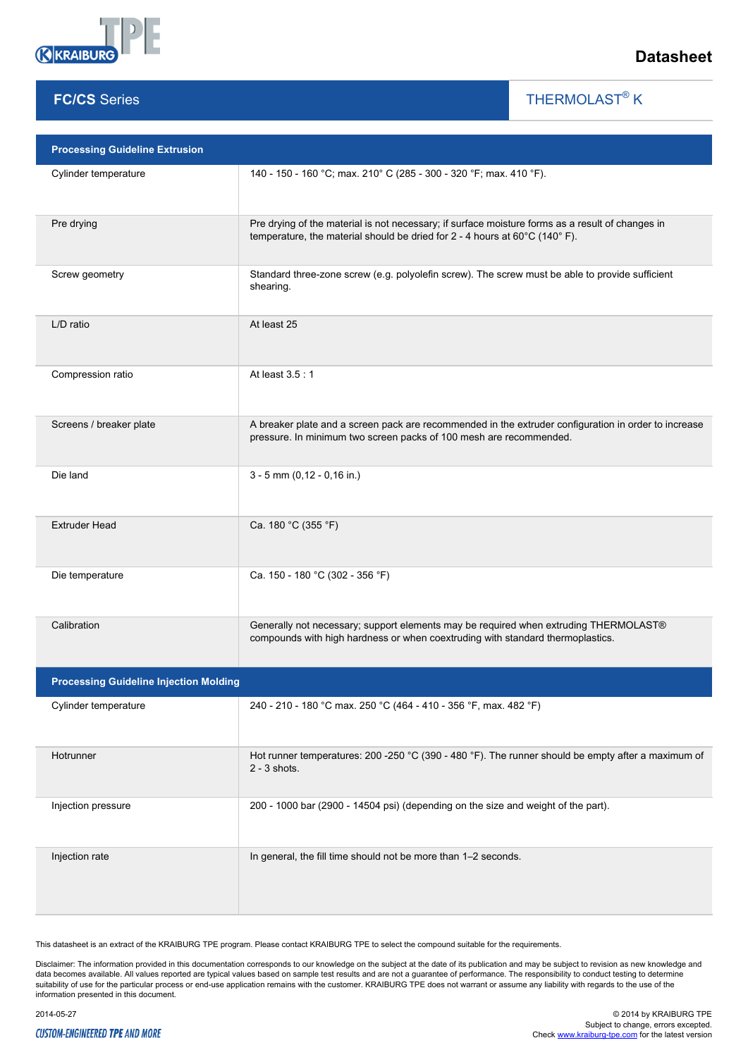**Datasheet**

| **FC/CS Series** | THERMOLAST® K |
|---|---|

| Processing Guideline Extrusion | |
|---|---|
| Cylinder temperature | 140 - 150 - 160 °C; max. 210° C (285 - 300 - 320 °F; max. 410 °F). |
| Pre drying | Pre drying of the material is not necessary; if surface moisture forms as a result of changes in temperature, the material should be dried for 2 - 4 hours at 60°C (140° F). |
| Screw geometry | Standard three-zone screw (e.g. polyolefin screw). The screw must be able to provide sufficient shearing. |
| L/D ratio | At least 25 |
| Compression ratio | At least 3.5 : 1 |
| Screens / breaker plate | A breaker plate and a screen pack are recommended in the extruder configuration in order to increase pressure. In minimum two screen packs of 100 mesh are recommended. |
| Die land | 3 - 5 mm (0,12 - 0,16 in.) |
| Extruder Head | Ca. 180 °C (355 °F) |
| Die temperature | Ca. 150 - 180 °C (302 - 356 °F) |
| Calibration | Generally not necessary; support elements may be required when extruding THERMOLAST® compounds with high hardness or when coextruding with standard thermoplastics. |

| Processing Guideline Injection Molding | |
|---|---|
| Cylinder temperature | 240 - 210 - 180 °C max. 250 °C (464 - 410 - 356 °F, max. 482 °F) |
| Hotrunner | Hot runner temperatures: 200 -250 °C (390 - 480 °F). The runner should be empty after a maximum of 2 - 3 shots. |
| Injection pressure | 200 - 1000 bar (2900 - 14504 psi) (depending on the size and weight of the part). |
| Injection rate | In general, the fill time should not be more than 1–2 seconds. |

This datasheet is an extract of the KRAIBURG TPE program. Please contact KRAIBURG TPE to select the compound suitable for the requirements.

Disclaimer: The information provided in this documentation corresponds to our knowledge on the subject at the date of its publication and may be subject to revision as new knowledge and data becomes available. All values reported are typical values based on sample test results and are not a guarantee of performance. The responsibility to conduct testing to determine suitability of use for the particular process or end-use application remains with the customer. KRAIBURG TPE does not warrant or assume any liability with regards to the use of the information presented in this document.

2014-05-27

© 2014 by KRAIBURG TPE
Subject to change, errors excepted.
Check www.kraiburg-tpe.com for the latest version

CUSTOM-ENGINEERED TPE AND MORE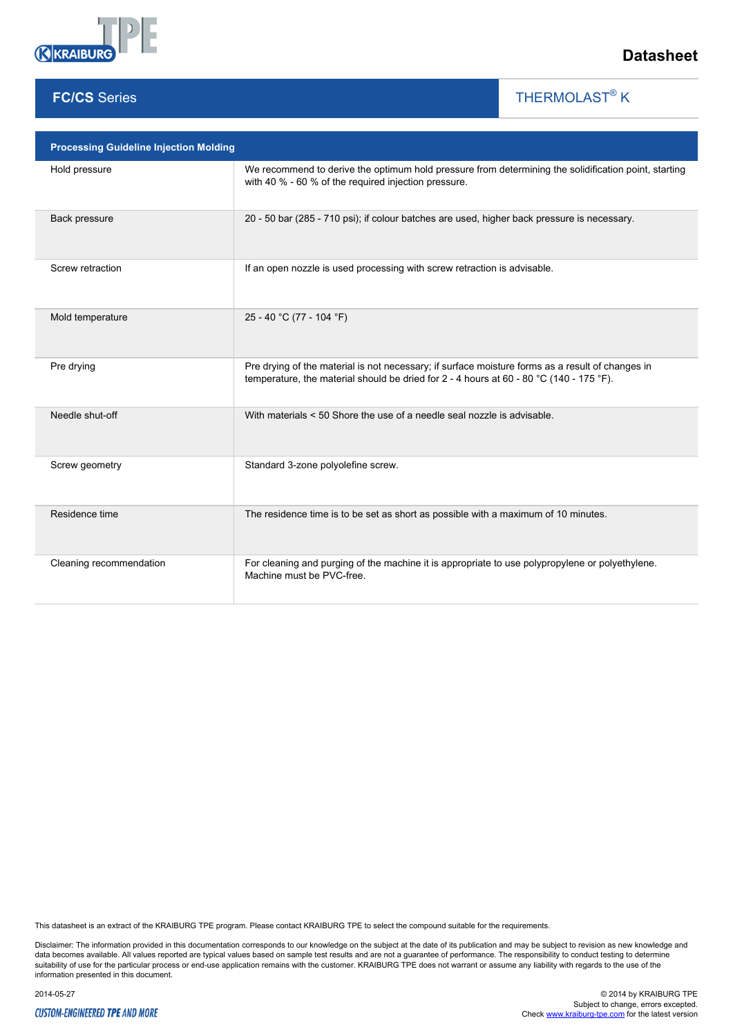# Datasheet

**FC/CS Series** | THERMOLAST® K

## Processing Guideline Injection Molding

| | |
|---|---|
| Hold pressure | We recommend to derive the optimum hold pressure from determining the solidification point, starting with 40 % - 60 % of the required injection pressure. |
| Back pressure | 20 - 50 bar (285 - 710 psi); if colour batches are used, higher back pressure is necessary. |
| Screw retraction | If an open nozzle is used processing with screw retraction is advisable. |
| Mold temperature | 25 - 40 °C (77 - 104 °F) |
| Pre drying | Pre drying of the material is not necessary; if surface moisture forms as a result of changes in temperature, the material should be dried for 2 - 4 hours at 60 - 80 °C (140 - 175 °F). |
| Needle shut-off | With materials < 50 Shore the use of a needle seal nozzle is advisable. |
| Screw geometry | Standard 3-zone polyolefine screw. |
| Residence time | The residence time is to be set as short as possible with a maximum of 10 minutes. |
| Cleaning recommendation | For cleaning and purging of the machine it is appropriate to use polypropylene or polyethylene. Machine must be PVC-free. |

This datasheet is an extract of the KRAIBURG TPE program. Please contact KRAIBURG TPE to select the compound suitable for the requirements.

Disclaimer: The information provided in this documentation corresponds to our knowledge on the subject at the date of its publication and may be subject to revision as new knowledge and data becomes available. All values reported are typical values based on sample test results and are not a guarantee of performance. The responsibility to conduct testing to determine suitability of use for the particular process or end-use application remains with the customer. KRAIBURG TPE does not warrant or assume any liability with regards to the use of the information presented in this document.

2014-05-27

CUSTOM-ENGINEERED TPE AND MORE

© 2014 by KRAIBURG TPE
Subject to change, errors excepted.
Check www.kraiburg-tpe.com for the latest version